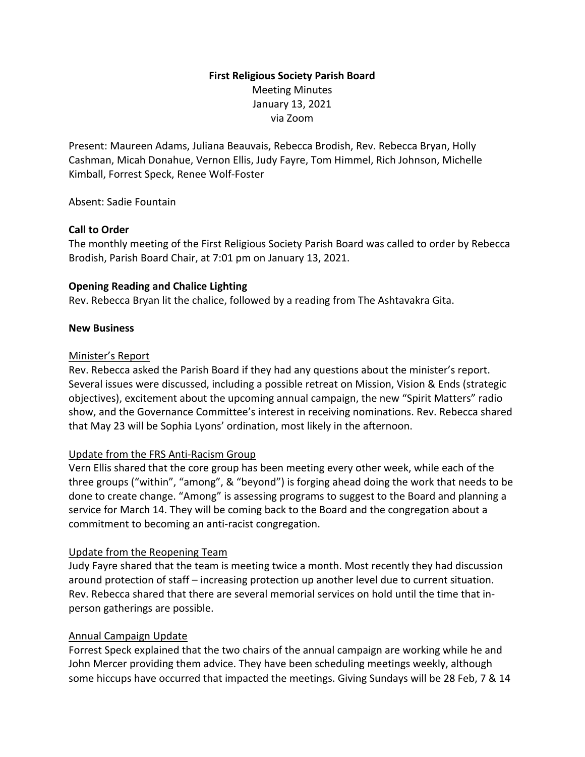**First Religious Society Parish Board**

Meeting Minutes
January 13, 2021
via Zoom

Present: Maureen Adams, Juliana Beauvais, Rebecca Brodish, Rev. Rebecca Bryan, Holly Cashman, Micah Donahue, Vernon Ellis, Judy Fayre, Tom Himmel, Rich Johnson, Michelle Kimball, Forrest Speck, Renee Wolf-Foster

Absent: Sadie Fountain

**Call to Order**

The monthly meeting of the First Religious Society Parish Board was called to order by Rebecca Brodish, Parish Board Chair, at 7:01 pm on January 13, 2021.

**Opening Reading and Chalice Lighting**

Rev. Rebecca Bryan lit the chalice, followed by a reading from The Ashtavakra Gita.

**New Business**

Minister's Report

Rev. Rebecca asked the Parish Board if they had any questions about the minister's report. Several issues were discussed, including a possible retreat on Mission, Vision & Ends (strategic objectives), excitement about the upcoming annual campaign, the new "Spirit Matters" radio show, and the Governance Committee's interest in receiving nominations. Rev. Rebecca shared that May 23 will be Sophia Lyons' ordination, most likely in the afternoon.

Update from the FRS Anti-Racism Group

Vern Ellis shared that the core group has been meeting every other week, while each of the three groups ("within", "among", & "beyond") is forging ahead doing the work that needs to be done to create change. "Among" is assessing programs to suggest to the Board and planning a service for March 14. They will be coming back to the Board and the congregation about a commitment to becoming an anti-racist congregation.

Update from the Reopening Team

Judy Fayre shared that the team is meeting twice a month. Most recently they had discussion around protection of staff – increasing protection up another level due to current situation. Rev. Rebecca shared that there are several memorial services on hold until the time that in-person gatherings are possible.

Annual Campaign Update

Forrest Speck explained that the two chairs of the annual campaign are working while he and John Mercer providing them advice. They have been scheduling meetings weekly, although some hiccups have occurred that impacted the meetings. Giving Sundays will be 28 Feb, 7 & 14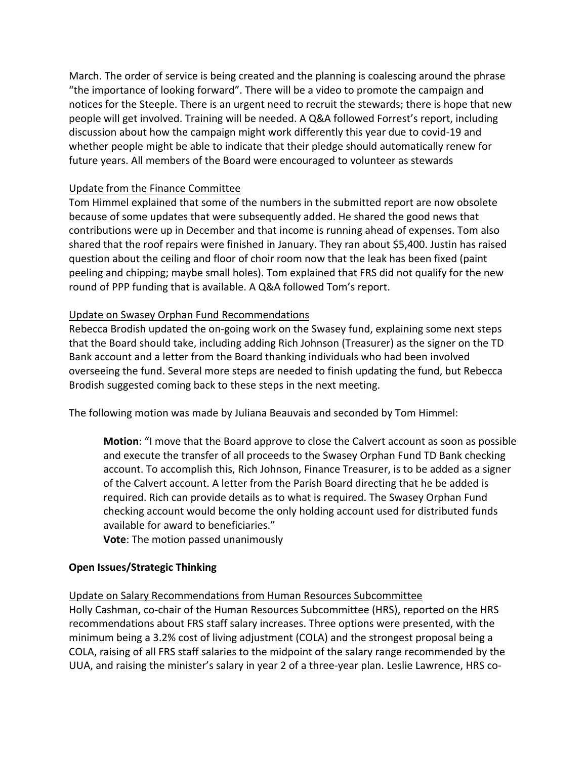March. The order of service is being created and the planning is coalescing around the phrase "the importance of looking forward". There will be a video to promote the campaign and notices for the Steeple. There is an urgent need to recruit the stewards; there is hope that new people will get involved. Training will be needed. A Q&A followed Forrest's report, including discussion about how the campaign might work differently this year due to covid-19 and whether people might be able to indicate that their pledge should automatically renew for future years. All members of the Board were encouraged to volunteer as stewards

<u>Update from the Finance Committee</u>

Tom Himmel explained that some of the numbers in the submitted report are now obsolete because of some updates that were subsequently added. He shared the good news that contributions were up in December and that income is running ahead of expenses. Tom also shared that the roof repairs were finished in January. They ran about $5,400. Justin has raised question about the ceiling and floor of choir room now that the leak has been fixed (paint peeling and chipping; maybe small holes). Tom explained that FRS did not qualify for the new round of PPP funding that is available. A Q&A followed Tom's report.

<u>Update on Swasey Orphan Fund Recommendations</u>

Rebecca Brodish updated the on-going work on the Swasey fund, explaining some next steps that the Board should take, including adding Rich Johnson (Treasurer) as the signer on the TD Bank account and a letter from the Board thanking individuals who had been involved overseeing the fund. Several more steps are needed to finish updating the fund, but Rebecca Brodish suggested coming back to these steps in the next meeting.

The following motion was made by Juliana Beauvais and seconded by Tom Himmel:

> **Motion**: "I move that the Board approve to close the Calvert account as soon as possible and execute the transfer of all proceeds to the Swasey Orphan Fund TD Bank checking account. To accomplish this, Rich Johnson, Finance Treasurer, is to be added as a signer of the Calvert account. A letter from the Parish Board directing that he be added is required. Rich can provide details as to what is required. The Swasey Orphan Fund checking account would become the only holding account used for distributed funds available for award to beneficiaries."
>
> **Vote**: The motion passed unanimously

**Open Issues/Strategic Thinking**

<u>Update on Salary Recommendations from Human Resources Subcommittee</u>

Holly Cashman, co-chair of the Human Resources Subcommittee (HRS), reported on the HRS recommendations about FRS staff salary increases. Three options were presented, with the minimum being a 3.2% cost of living adjustment (COLA) and the strongest proposal being a COLA, raising of all FRS staff salaries to the midpoint of the salary range recommended by the UUA, and raising the minister's salary in year 2 of a three-year plan. Leslie Lawrence, HRS co-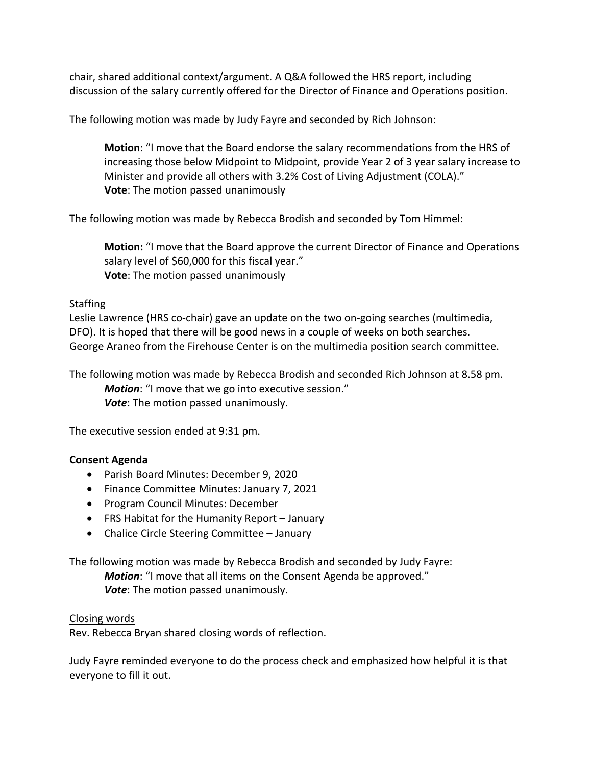chair, shared additional context/argument. A Q&A followed the HRS report, including discussion of the salary currently offered for the Director of Finance and Operations position.

The following motion was made by Judy Fayre and seconded by Rich Johnson:

> **Motion**: "I move that the Board endorse the salary recommendations from the HRS of increasing those below Midpoint to Midpoint, provide Year 2 of 3 year salary increase to Minister and provide all others with 3.2% Cost of Living Adjustment (COLA)."
> **Vote**: The motion passed unanimously

The following motion was made by Rebecca Brodish and seconded by Tom Himmel:

> **Motion:** "I move that the Board approve the current Director of Finance and Operations salary level of $60,000 for this fiscal year."
> **Vote**: The motion passed unanimously

<u>Staffing</u>

Leslie Lawrence (HRS co-chair) gave an update on the two on-going searches (multimedia, DFO). It is hoped that there will be good news in a couple of weeks on both searches. George Araneo from the Firehouse Center is on the multimedia position search committee.

The following motion was made by Rebecca Brodish and seconded Rich Johnson at 8.58 pm.

> ***Motion***: "I move that we go into executive session."
> ***Vote***: The motion passed unanimously.

The executive session ended at 9:31 pm.

**Consent Agenda**

- Parish Board Minutes: December 9, 2020
- Finance Committee Minutes: January 7, 2021
- Program Council Minutes: December
- FRS Habitat for the Humanity Report – January
- Chalice Circle Steering Committee – January

The following motion was made by Rebecca Brodish and seconded by Judy Fayre:

> ***Motion***: "I move that all items on the Consent Agenda be approved."
> ***Vote***: The motion passed unanimously.

<u>Closing words</u>

Rev. Rebecca Bryan shared closing words of reflection.

Judy Fayre reminded everyone to do the process check and emphasized how helpful it is that everyone to fill it out.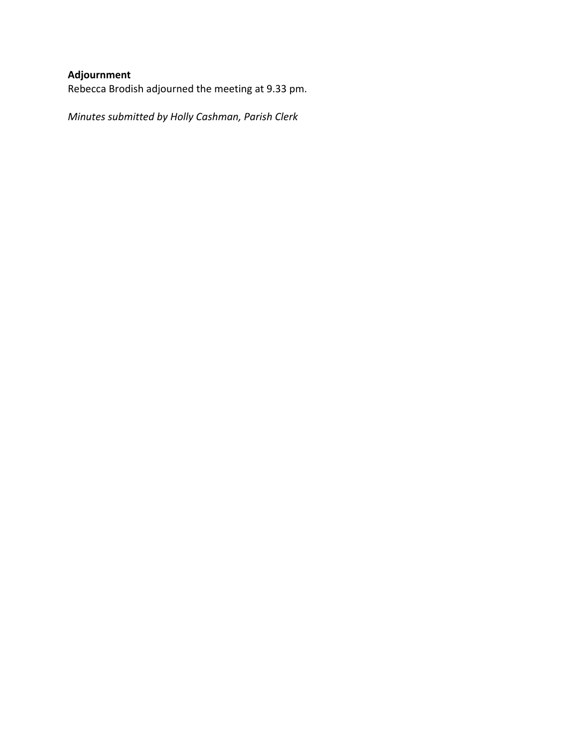**Adjournment**
Rebecca Brodish adjourned the meeting at 9.33 pm.

*Minutes submitted by Holly Cashman, Parish Clerk*